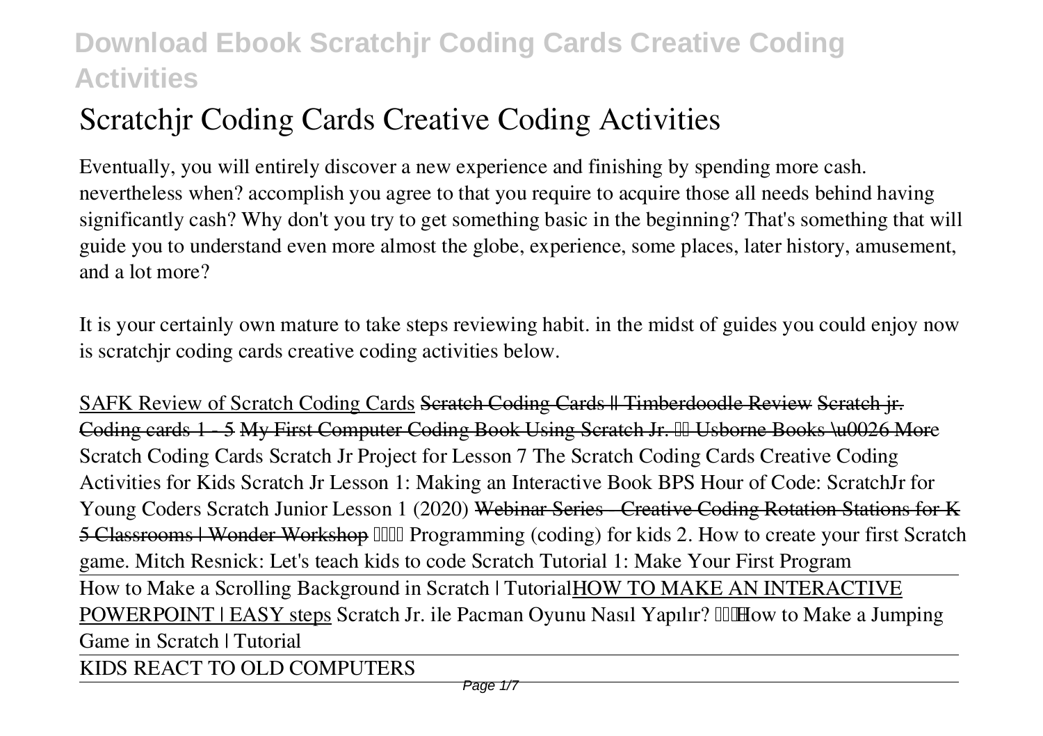# Scratchjr Coding Cards Creative Coding Activities

Eventually, you will entirely discover a new experience and finishing by spending more cash. nevertheless when? accomplish you agree to that you require to acquire those all needs behind having significantly cash? Why don't you try to get something basic in the beginning? That's something that will guide you to understand even more almost the globe, experience, some places, later history, amusement, and a lot more?

It is your certainly own mature to take steps reviewing habit. in the midst of guides you could enjoy now is scratchjr coding cards creative coding activities below.

SAFK Review of Scratch Coding Cards ~~Scratch Coding Cards || Timberdoodle Review~~ ~~Scratch jr. Coding cards 1 - 5~~ ~~My First Computer Coding Book Using Scratch Jr. Usborne Books \u0026 More~~ *Scratch Coding Cards* *Scratch Jr Project for Lesson 7* *The Scratch Coding Cards Creative Coding Activities for Kids* *Scratch Jr Lesson 1: Making an Interactive Book* *BPS Hour of Code: ScratchJr for Young Coders* *Scratch Junior Lesson 1 (2020)* ~~Webinar Series - Creative Coding Rotation Stations for K-5 Classrooms | Wonder Workshop~~ *Programming (coding) for kids 2. How to create your first Scratch game.* *Mitch Resnick: Let's teach kids to code* *Scratch Tutorial 1: Make Your First Program*

How to Make a Scrolling Background in Scratch | Tutorial HOW TO MAKE AN INTERACTIVE POWERPOINT | EASY steps *Scratch Jr. ile Pacman Oyunu Nasıl Yapılır?* *How to Make a Jumping Game in Scratch | Tutorial*

KIDS REACT TO OLD COMPUTERS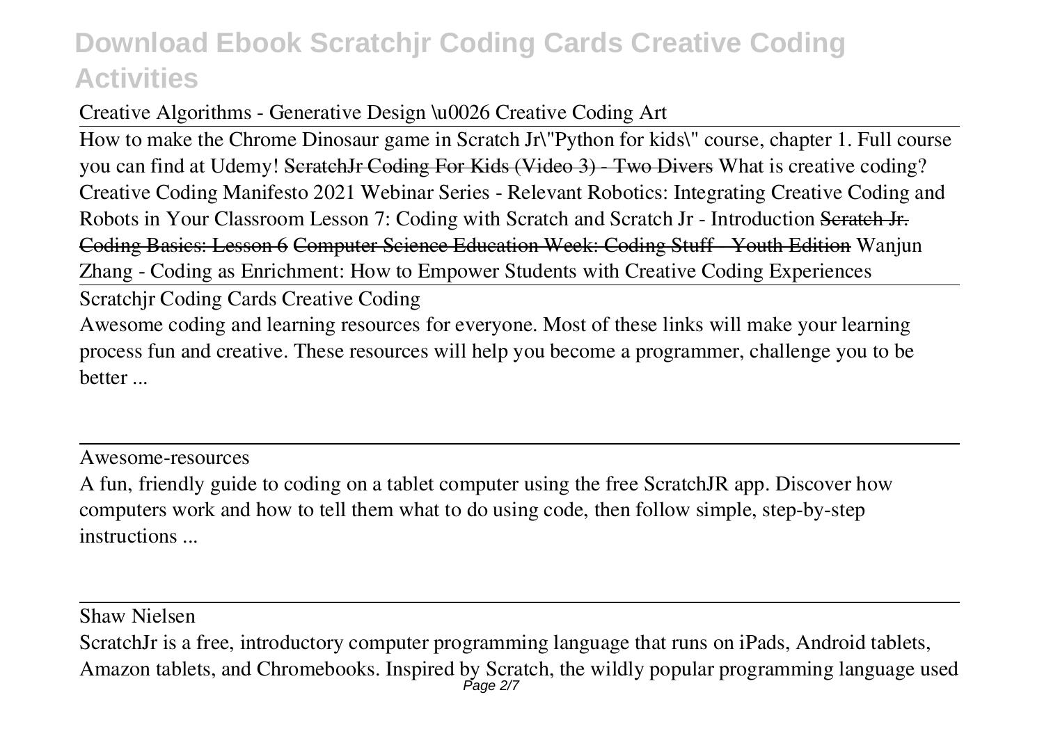Creative Algorithms - Generative Design \u0026 Creative Coding Art

How to make the Chrome Dinosaur game in Scratch Jr\"Python for kids\" course, chapter 1. Full course you can find at Udemy! ~~ScratchJr Coding For Kids (Video 3) - Two Divers~~ What is creative coding? Creative Coding Manifesto 2021 Webinar Series - Relevant Robotics: Integrating Creative Coding and Robots in Your Classroom Lesson 7: Coding with Scratch and Scratch Jr - Introduction ~~Scratch Jr. Coding Basics: Lesson 6~~ ~~Computer Science Education Week: Coding Stuff - Youth Edition~~ Wanjun Zhang - Coding as Enrichment: How to Empower Students with Creative Coding Experiences

## Scratchjr Coding Cards Creative Coding

Awesome coding and learning resources for everyone. Most of these links will make your learning process fun and creative. These resources will help you become a programmer, challenge you to be better ...

## Awesome-resources

A fun, friendly guide to coding on a tablet computer using the free ScratchJR app. Discover how computers work and how to tell them what to do using code, then follow simple, step-by-step instructions ...

## Shaw Nielsen

ScratchJr is a free, introductory computer programming language that runs on iPads, Android tablets, Amazon tablets, and Chromebooks. Inspired by Scratch, the wildly popular programming language used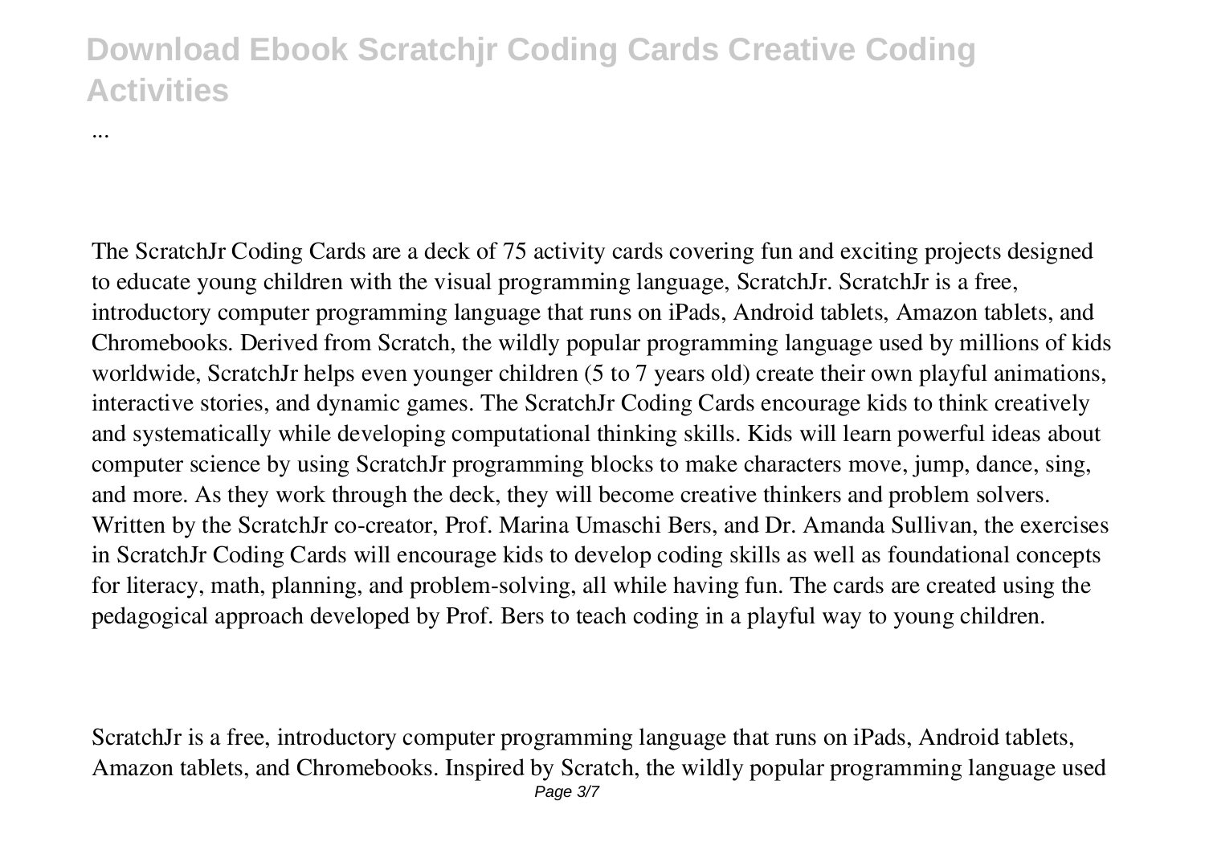...

The ScratchJr Coding Cards are a deck of 75 activity cards covering fun and exciting projects designed to educate young children with the visual programming language, ScratchJr. ScratchJr is a free, introductory computer programming language that runs on iPads, Android tablets, Amazon tablets, and Chromebooks. Derived from Scratch, the wildly popular programming language used by millions of kids worldwide, ScratchJr helps even younger children (5 to 7 years old) create their own playful animations, interactive stories, and dynamic games. The ScratchJr Coding Cards encourage kids to think creatively and systematically while developing computational thinking skills. Kids will learn powerful ideas about computer science by using ScratchJr programming blocks to make characters move, jump, dance, sing, and more. As they work through the deck, they will become creative thinkers and problem solvers. Written by the ScratchJr co-creator, Prof. Marina Umaschi Bers, and Dr. Amanda Sullivan, the exercises in ScratchJr Coding Cards will encourage kids to develop coding skills as well as foundational concepts for literacy, math, planning, and problem-solving, all while having fun. The cards are created using the pedagogical approach developed by Prof. Bers to teach coding in a playful way to young children.

ScratchJr is a free, introductory computer programming language that runs on iPads, Android tablets, Amazon tablets, and Chromebooks. Inspired by Scratch, the wildly popular programming language used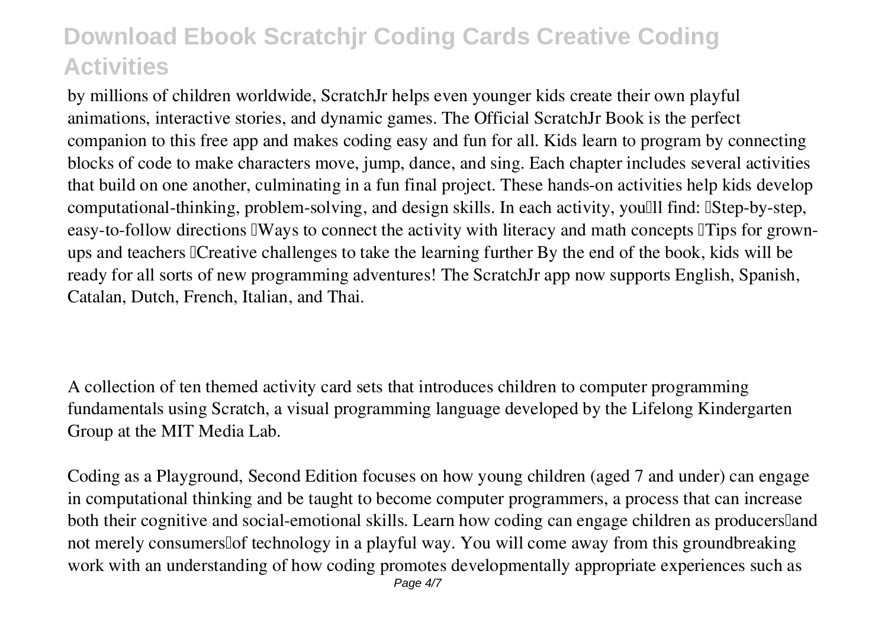by millions of children worldwide, ScratchJr helps even younger kids create their own playful animations, interactive stories, and dynamic games. The Official ScratchJr Book is the perfect companion to this free app and makes coding easy and fun for all. Kids learn to program by connecting blocks of code to make characters move, jump, dance, and sing. Each chapter includes several activities that build on one another, culminating in a fun final project. These hands-on activities help kids develop computational-thinking, problem-solving, and design skills. In each activity, you'll find: Step-by-step, easy-to-follow directions Ways to connect the activity with literacy and math concepts Tips for grown-ups and teachers Creative challenges to take the learning further By the end of the book, kids will be ready for all sorts of new programming adventures! The ScratchJr app now supports English, Spanish, Catalan, Dutch, French, Italian, and Thai.

A collection of ten themed activity card sets that introduces children to computer programming fundamentals using Scratch, a visual programming language developed by the Lifelong Kindergarten Group at the MIT Media Lab.

Coding as a Playground, Second Edition focuses on how young children (aged 7 and under) can engage in computational thinking and be taught to become computer programmers, a process that can increase both their cognitive and social-emotional skills. Learn how coding can engage children as producers—and not merely consumers—of technology in a playful way. You will come away from this groundbreaking work with an understanding of how coding promotes developmentally appropriate experiences such as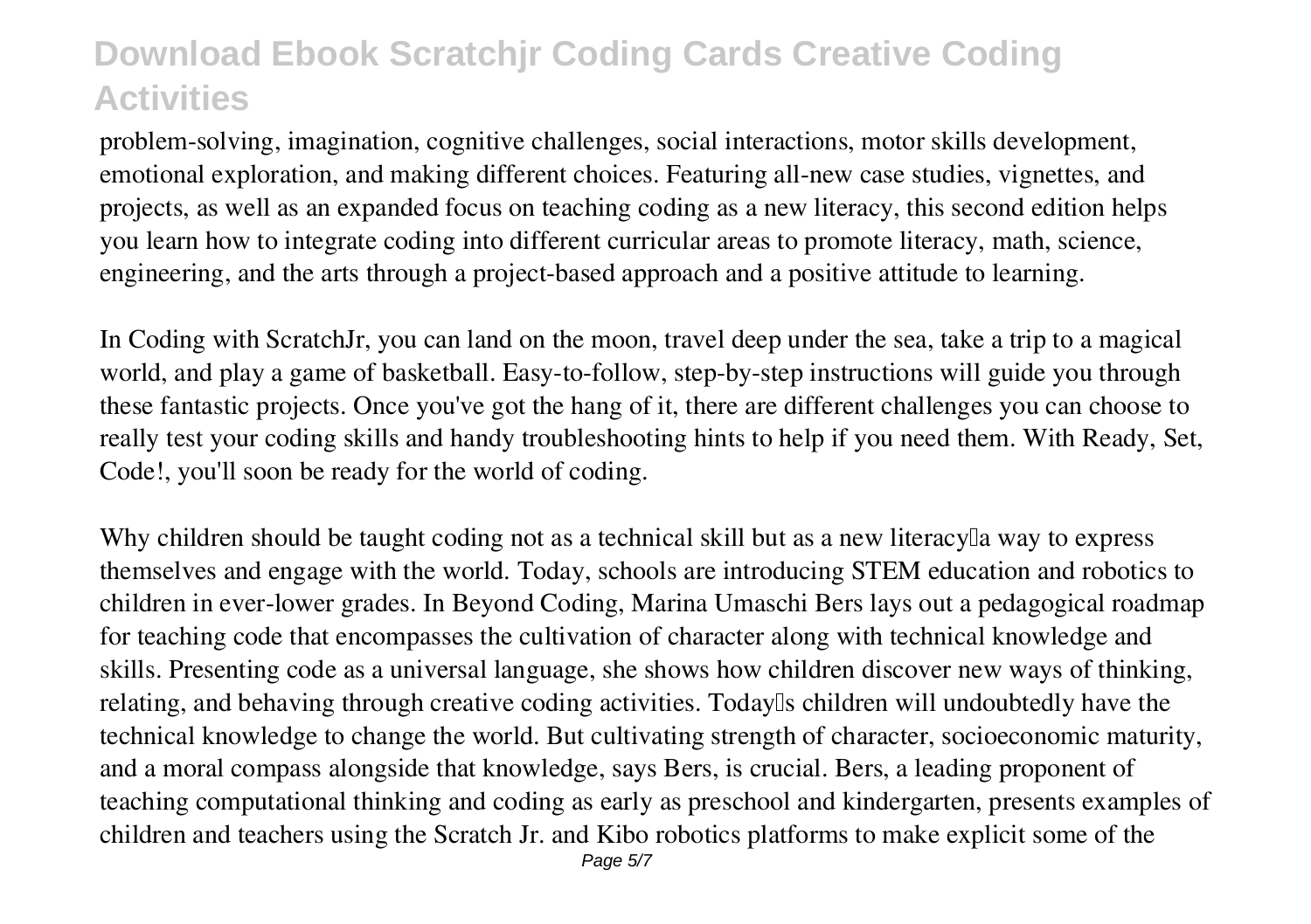problem-solving, imagination, cognitive challenges, social interactions, motor skills development, emotional exploration, and making different choices. Featuring all-new case studies, vignettes, and projects, as well as an expanded focus on teaching coding as a new literacy, this second edition helps you learn how to integrate coding into different curricular areas to promote literacy, math, science, engineering, and the arts through a project-based approach and a positive attitude to learning.

In Coding with ScratchJr, you can land on the moon, travel deep under the sea, take a trip to a magical world, and play a game of basketball. Easy-to-follow, step-by-step instructions will guide you through these fantastic projects. Once you've got the hang of it, there are different challenges you can choose to really test your coding skills and handy troubleshooting hints to help if you need them. With Ready, Set, Code!, you'll soon be ready for the world of coding.

Why children should be taught coding not as a technical skill but as a new literacy—a way to express themselves and engage with the world. Today, schools are introducing STEM education and robotics to children in ever-lower grades. In Beyond Coding, Marina Umaschi Bers lays out a pedagogical roadmap for teaching code that encompasses the cultivation of character along with technical knowledge and skills. Presenting code as a universal language, she shows how children discover new ways of thinking, relating, and behaving through creative coding activities. Today's children will undoubtedly have the technical knowledge to change the world. But cultivating strength of character, socioeconomic maturity, and a moral compass alongside that knowledge, says Bers, is crucial. Bers, a leading proponent of teaching computational thinking and coding as early as preschool and kindergarten, presents examples of children and teachers using the Scratch Jr. and Kibo robotics platforms to make explicit some of the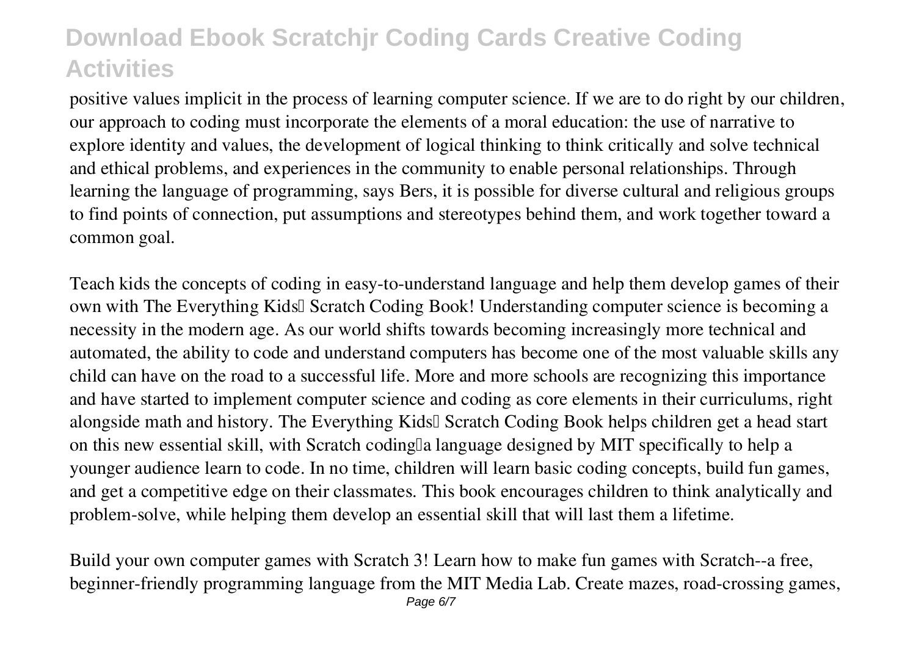positive values implicit in the process of learning computer science. If we are to do right by our children, our approach to coding must incorporate the elements of a moral education: the use of narrative to explore identity and values, the development of logical thinking to think critically and solve technical and ethical problems, and experiences in the community to enable personal relationships. Through learning the language of programming, says Bers, it is possible for diverse cultural and religious groups to find points of connection, put assumptions and stereotypes behind them, and work together toward a common goal.

Teach kids the concepts of coding in easy-to-understand language and help them develop games of their own with The Everything Kids' Scratch Coding Book! Understanding computer science is becoming a necessity in the modern age. As our world shifts towards becoming increasingly more technical and automated, the ability to code and understand computers has become one of the most valuable skills any child can have on the road to a successful life. More and more schools are recognizing this importance and have started to implement computer science and coding as core elements in their curriculums, right alongside math and history. The Everything Kids' Scratch Coding Book helps children get a head start on this new essential skill, with Scratch coding—a language designed by MIT specifically to help a younger audience learn to code. In no time, children will learn basic coding concepts, build fun games, and get a competitive edge on their classmates. This book encourages children to think analytically and problem-solve, while helping them develop an essential skill that will last them a lifetime.

Build your own computer games with Scratch 3! Learn how to make fun games with Scratch--a free, beginner-friendly programming language from the MIT Media Lab. Create mazes, road-crossing games,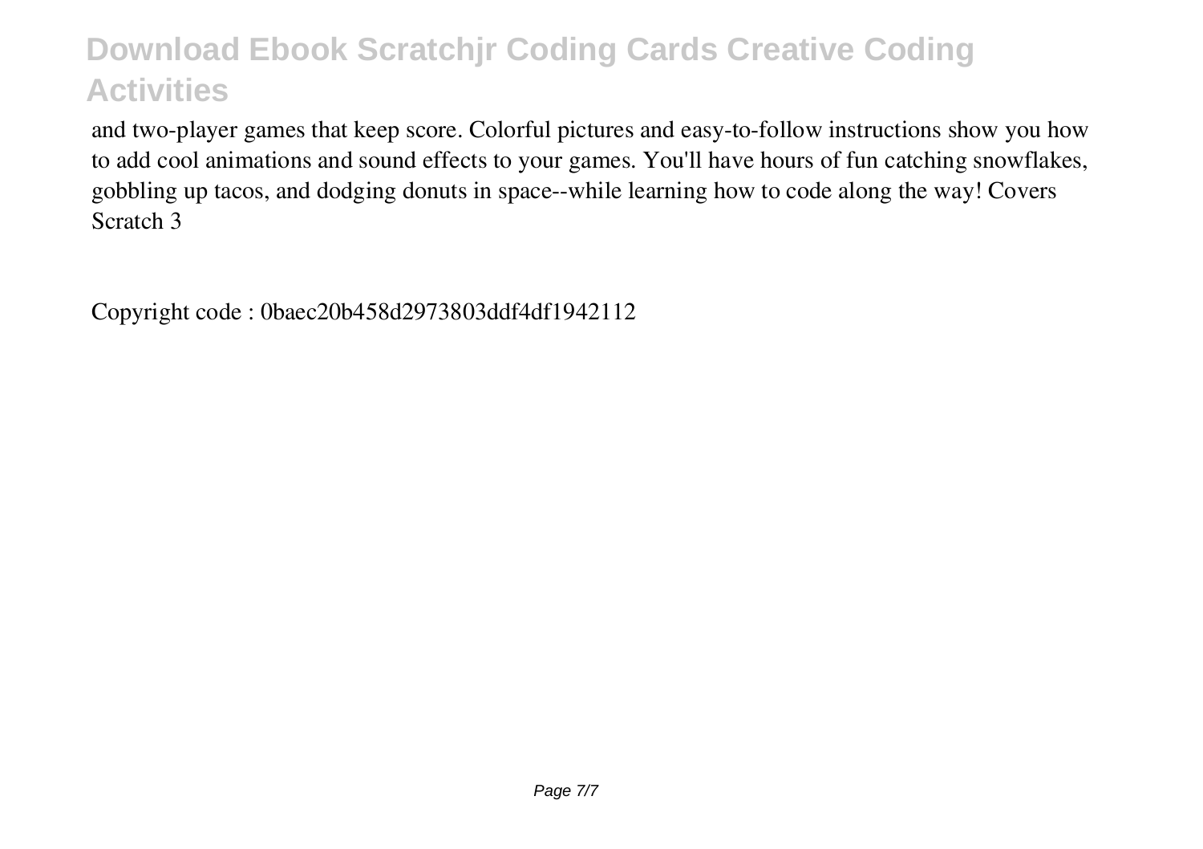and two-player games that keep score. Colorful pictures and easy-to-follow instructions show you how to add cool animations and sound effects to your games. You'll have hours of fun catching snowflakes, gobbling up tacos, and dodging donuts in space--while learning how to code along the way! Covers Scratch 3

Copyright code : 0baec20b458d2973803ddf4df1942112